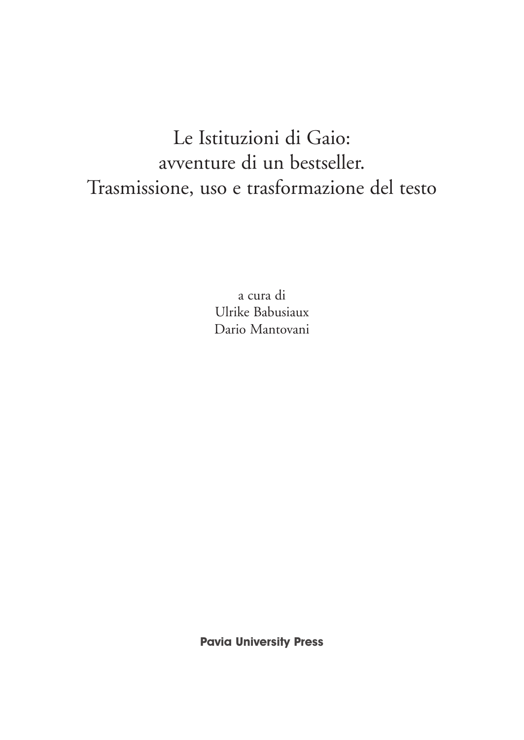# Le Istituzioni di Gaio: avventure di un bestseller. Trasmissione, uso e trasformazione del testo

a cura di
Ulrike Babusiaux
Dario Mantovani

**Pavia University Press**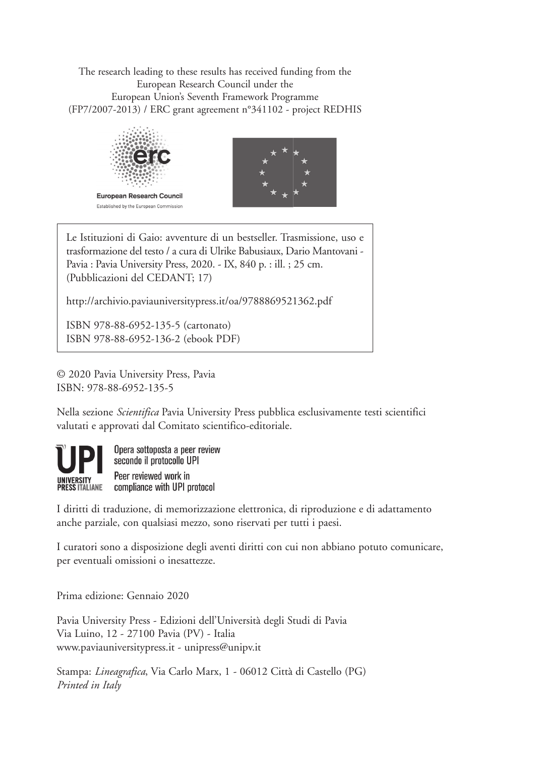The research leading to these results has received funding from the European Research Council under the European Union's Seventh Framework Programme (FP7/2007-2013) / ERC grant agreement n°341102 - project REDHIS

European Research Council
Established by the European Commission

Le Istituzioni di Gaio: avventure di un bestseller. Trasmissione, uso e trasformazione del testo / a cura di Ulrike Babusiaux, Dario Mantovani - Pavia : Pavia University Press, 2020. - IX, 840 p. : ill. ; 25 cm. (Pubblicazioni del CEDANT; 17)

http://archivio.paviauniversitypress.it/oa/9788869521362.pdf

ISBN 978-88-6952-135-5 (cartonato)
ISBN 978-88-6952-136-2 (ebook PDF)

© 2020 Pavia University Press, Pavia
ISBN: 978-88-6952-135-5

Nella sezione *Scientifica* Pavia University Press pubblica esclusivamente testi scientifici valutati e approvati dal Comitato scientifico-editoriale.

UPI UNIVERSITY PRESS ITALIANE
Opera sottoposta a peer review secondo il protocollo UPI
Peer reviewed work in compliance with UPI protocol

I diritti di traduzione, di memorizzazione elettronica, di riproduzione e di adattamento anche parziale, con qualsiasi mezzo, sono riservati per tutti i paesi.

I curatori sono a disposizione degli aventi diritti con cui non abbiano potuto comunicare, per eventuali omissioni o inesattezze.

Prima edizione: Gennaio 2020

Pavia University Press - Edizioni dell'Università degli Studi di Pavia
Via Luino, 12 - 27100 Pavia (PV) - Italia
www.paviauniversitypress.it - unipress@unipv.it

Stampa: *Lineagrafica*, Via Carlo Marx, 1 - 06012 Città di Castello (PG)
*Printed in Italy*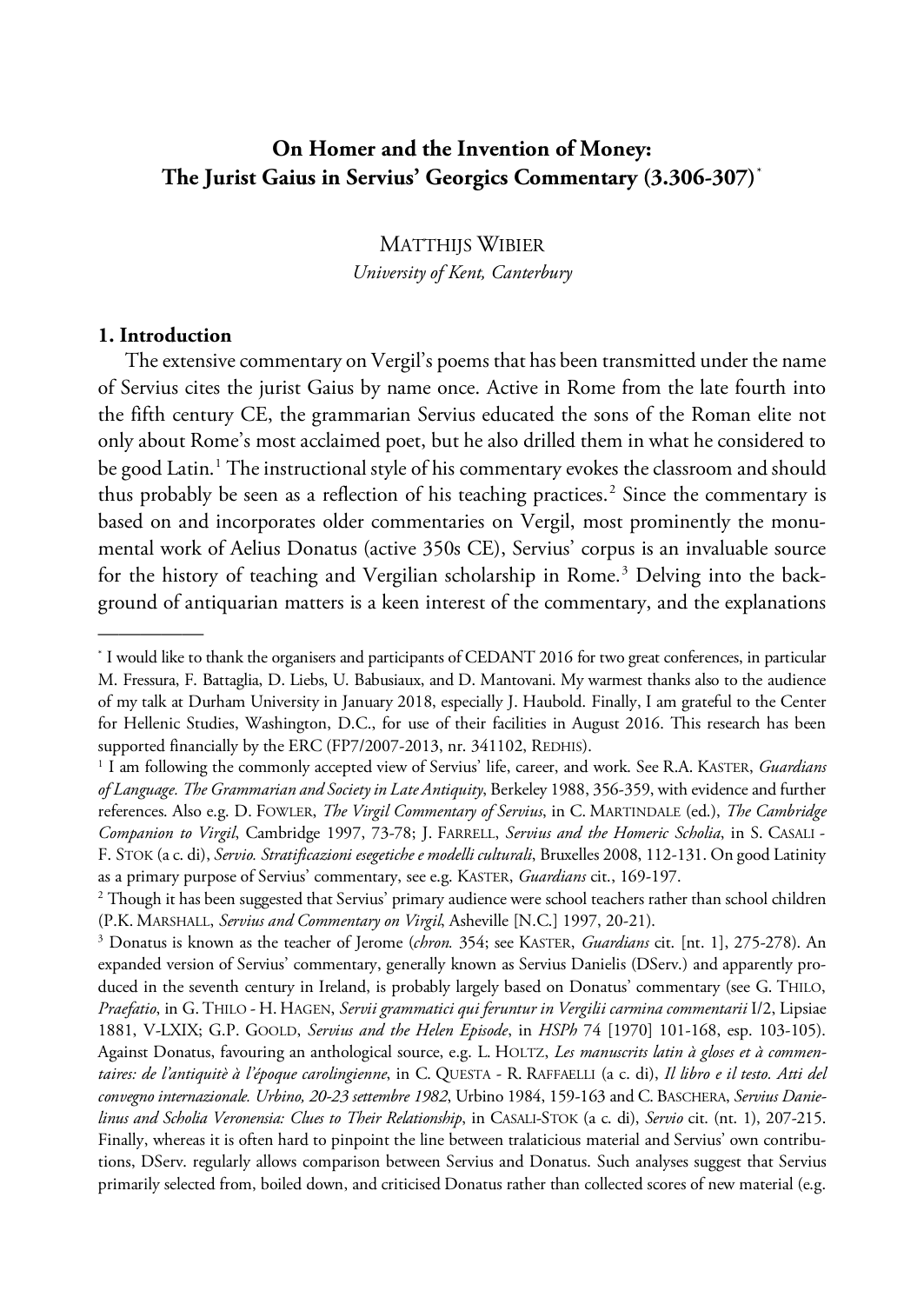# On Homer and the Invention of Money: The Jurist Gaius in Servius' Georgics Commentary (3.306-307)*

MATTHIJS WIBIER
*University of Kent, Canterbury*

## 1. Introduction

The extensive commentary on Vergil's poems that has been transmitted under the name of Servius cites the jurist Gaius by name once. Active in Rome from the late fourth into the fifth century CE, the grammarian Servius educated the sons of the Roman elite not only about Rome's most acclaimed poet, but he also drilled them in what he considered to be good Latin.[1] The instructional style of his commentary evokes the classroom and should thus probably be seen as a reflection of his teaching practices.[2] Since the commentary is based on and incorporates older commentaries on Vergil, most prominently the monumental work of Aelius Donatus (active 350s CE), Servius' corpus is an invaluable source for the history of teaching and Vergilian scholarship in Rome.[3] Delving into the background of antiquarian matters is a keen interest of the commentary, and the explanations

---

* I would like to thank the organisers and participants of CEDANT 2016 for two great conferences, in particular M. Fressura, F. Battaglia, D. Liebs, U. Babusiaux, and D. Mantovani. My warmest thanks also to the audience of my talk at Durham University in January 2018, especially J. Haubold. Finally, I am grateful to the Center for Hellenic Studies, Washington, D.C., for use of their facilities in August 2016. This research has been supported financially by the ERC (FP7/2007-2013, nr. 341102, REDHIS).

[1] I am following the commonly accepted view of Servius' life, career, and work. See R.A. KASTER, *Guardians of Language. The Grammarian and Society in Late Antiquity*, Berkeley 1988, 356-359, with evidence and further references. Also e.g. D. FOWLER, *The Virgil Commentary of Servius*, in C. MARTINDALE (ed.), *The Cambridge Companion to Virgil*, Cambridge 1997, 73-78; J. FARRELL, *Servius and the Homeric Scholia*, in S. CASALI - F. STOK (a c. di), *Servio. Stratificazioni esegetiche e modelli culturali*, Bruxelles 2008, 112-131. On good Latinity as a primary purpose of Servius' commentary, see e.g. KASTER, *Guardians* cit., 169-197.

[2] Though it has been suggested that Servius' primary audience were school teachers rather than school children (P.K. MARSHALL, *Servius and Commentary on Virgil*, Asheville [N.C.] 1997, 20-21).

[3] Donatus is known as the teacher of Jerome (*chron.* 354; see KASTER, *Guardians* cit. [nt. 1], 275-278). An expanded version of Servius' commentary, generally known as Servius Danielis (DServ.) and apparently produced in the seventh century in Ireland, is probably largely based on Donatus' commentary (see G. THILO, *Praefatio*, in G. THILO - H. HAGEN, *Servii grammatici qui feruntur in Vergilii carmina commentarii* I/2, Lipsiae 1881, V-LXIX; G.P. GOOLD, *Servius and the Helen Episode*, in *HSPh* 74 [1970] 101-168, esp. 103-105). Against Donatus, favouring an anthological source, e.g. L. HOLTZ, *Les manuscrits latin à gloses et à commentaires: de l'antiquitè à l'époque carolingienne*, in C. QUESTA - R. RAFFAELLI (a c. di), *Il libro e il testo. Atti del convegno internazionale. Urbino, 20-23 settembre 1982*, Urbino 1984, 159-163 and C. BASCHERA, *Servius Danielinus and Scholia Veronensia: Clues to Their Relationship*, in CASALI-STOK (a c. di), *Servio* cit. (nt. 1), 207-215. Finally, whereas it is often hard to pinpoint the line between tralaticious material and Servius' own contributions, DServ. regularly allows comparison between Servius and Donatus. Such analyses suggest that Servius primarily selected from, boiled down, and criticised Donatus rather than collected scores of new material (e.g.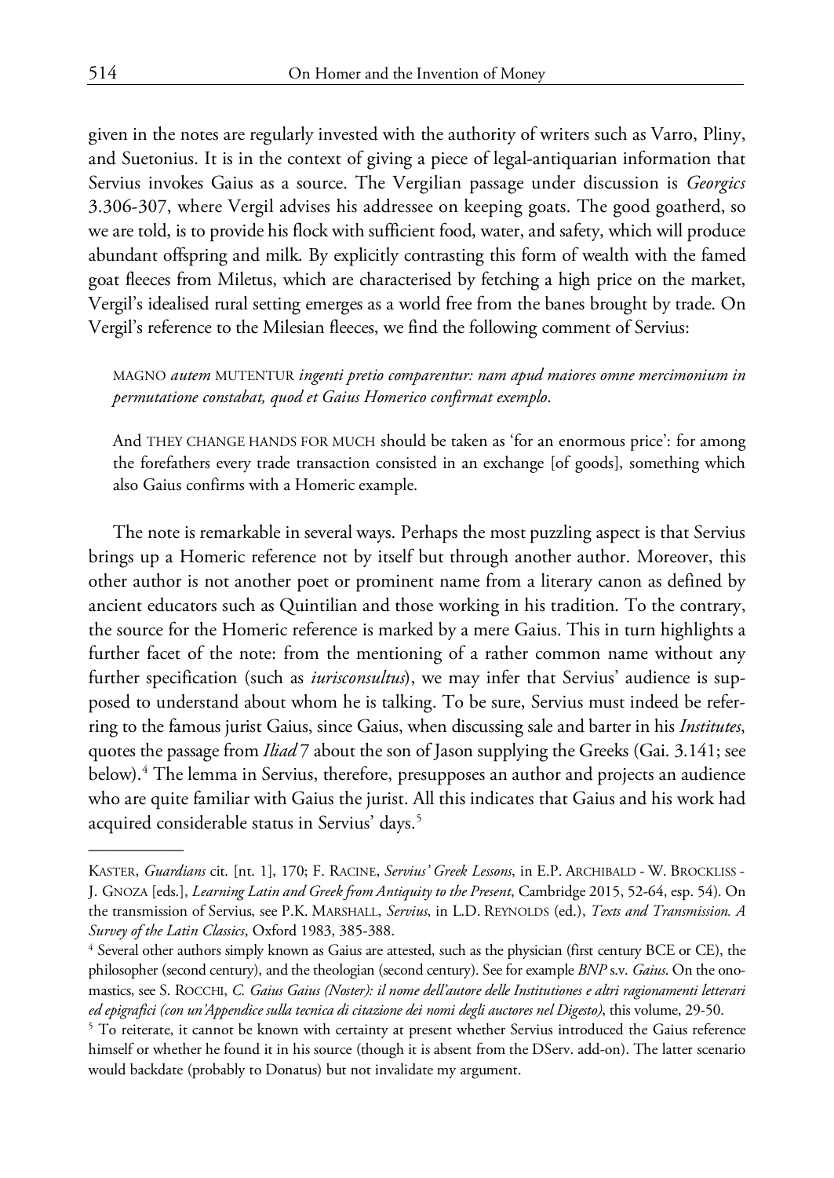given in the notes are regularly invested with the authority of writers such as Varro, Pliny, and Suetonius. It is in the context of giving a piece of legal-antiquarian information that Servius invokes Gaius as a source. The Vergilian passage under discussion is *Georgics* 3.306-307, where Vergil advises his addressee on keeping goats. The good goatherd, so we are told, is to provide his flock with sufficient food, water, and safety, which will produce abundant offspring and milk. By explicitly contrasting this form of wealth with the famed goat fleeces from Miletus, which are characterised by fetching a high price on the market, Vergil's idealised rural setting emerges as a world free from the banes brought by trade. On Vergil's reference to the Milesian fleeces, we find the following comment of Servius:

> MAGNO *autem* MUTENTUR *ingenti pretio comparentur: nam apud maiores omne mercimonium in permutatione constabat, quod et Gaius Homerico confirmat exemplo*.
>
> And THEY CHANGE HANDS FOR MUCH should be taken as 'for an enormous price': for among the forefathers every trade transaction consisted in an exchange [of goods], something which also Gaius confirms with a Homeric example.

The note is remarkable in several ways. Perhaps the most puzzling aspect is that Servius brings up a Homeric reference not by itself but through another author. Moreover, this other author is not another poet or prominent name from a literary canon as defined by ancient educators such as Quintilian and those working in his tradition. To the contrary, the source for the Homeric reference is marked by a mere Gaius. This in turn highlights a further facet of the note: from the mentioning of a rather common name without any further specification (such as *iurisconsultus*), we may infer that Servius' audience is supposed to understand about whom he is talking. To be sure, Servius must indeed be referring to the famous jurist Gaius, since Gaius, when discussing sale and barter in his *Institutes*, quotes the passage from *Iliad* 7 about the son of Jason supplying the Greeks (Gai. 3.141; see below).[4] The lemma in Servius, therefore, presupposes an author and projects an audience who are quite familiar with Gaius the jurist. All this indicates that Gaius and his work had acquired considerable status in Servius' days.[5]

---

KASTER, *Guardians* cit. [nt. 1], 170; F. RACINE, *Servius' Greek Lessons*, in E.P. ARCHIBALD - W. BROCKLISS - J. GNOZA [eds.], *Learning Latin and Greek from Antiquity to the Present*, Cambridge 2015, 52-64, esp. 54). On the transmission of Servius, see P.K. MARSHALL, *Servius*, in L.D. REYNOLDS (ed.), *Texts and Transmission. A Survey of the Latin Classics*, Oxford 1983, 385-388.

[4] Several other authors simply known as Gaius are attested, such as the physician (first century BCE or CE), the philosopher (second century), and the theologian (second century). See for example *BNP* s.v. *Gaius*. On the onomastics, see S. ROCCHI, *C. Gaius Gaius (Noster): il nome dell'autore delle Institutiones e altri ragionamenti letterari ed epigrafici (con un'Appendice sulla tecnica di citazione dei nomi degli auctores nel Digesto)*, this volume, 29-50.

[5] To reiterate, it cannot be known with certainty at present whether Servius introduced the Gaius reference himself or whether he found it in his source (though it is absent from the DServ. add-on). The latter scenario would backdate (probably to Donatus) but not invalidate my argument.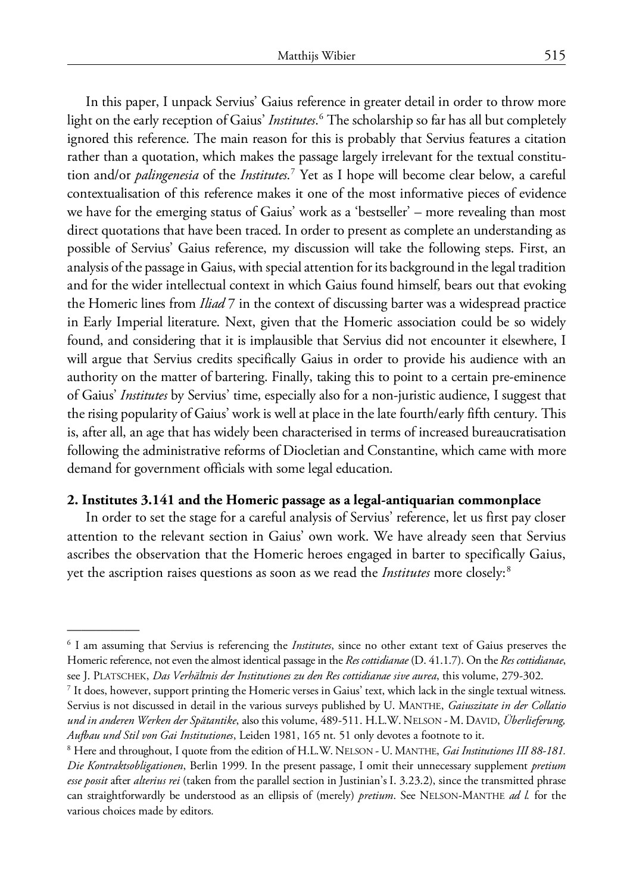In this paper, I unpack Servius' Gaius reference in greater detail in order to throw more light on the early reception of Gaius' *Institutes*.[6] The scholarship so far has all but completely ignored this reference. The main reason for this is probably that Servius features a citation rather than a quotation, which makes the passage largely irrelevant for the textual constitution and/or *palingenesia* of the *Institutes*.[7] Yet as I hope will become clear below, a careful contextualisation of this reference makes it one of the most informative pieces of evidence we have for the emerging status of Gaius' work as a 'bestseller' – more revealing than most direct quotations that have been traced. In order to present as complete an understanding as possible of Servius' Gaius reference, my discussion will take the following steps. First, an analysis of the passage in Gaius, with special attention for its background in the legal tradition and for the wider intellectual context in which Gaius found himself, bears out that evoking the Homeric lines from *Iliad* 7 in the context of discussing barter was a widespread practice in Early Imperial literature. Next, given that the Homeric association could be so widely found, and considering that it is implausible that Servius did not encounter it elsewhere, I will argue that Servius credits specifically Gaius in order to provide his audience with an authority on the matter of bartering. Finally, taking this to point to a certain pre-eminence of Gaius' *Institutes* by Servius' time, especially also for a non-juristic audience, I suggest that the rising popularity of Gaius' work is well at place in the late fourth/early fifth century. This is, after all, an age that has widely been characterised in terms of increased bureaucratisation following the administrative reforms of Diocletian and Constantine, which came with more demand for government officials with some legal education.

## 2. Institutes 3.141 and the Homeric passage as a legal-antiquarian commonplace

In order to set the stage for a careful analysis of Servius' reference, let us first pay closer attention to the relevant section in Gaius' own work. We have already seen that Servius ascribes the observation that the Homeric heroes engaged in barter to specifically Gaius, yet the ascription raises questions as soon as we read the *Institutes* more closely:[8]

---

[6] I am assuming that Servius is referencing the *Institutes*, since no other extant text of Gaius preserves the Homeric reference, not even the almost identical passage in the *Res cottidianae* (D. 41.1.7). On the *Res cottidianae*, see J. PLATSCHEK, *Das Verhältnis der Institutiones zu den Res cottidianae sive aurea*, this volume, 279-302.

[7] It does, however, support printing the Homeric verses in Gaius' text, which lack in the single textual witness. Servius is not discussed in detail in the various surveys published by U. MANTHE, *Gaiuszitate in der Collatio und in anderen Werken der Spätantike*, also this volume, 489-511. H.L.W. NELSON - M. DAVID, *Überlieferung, Aufbau und Stil von Gai Institutiones*, Leiden 1981, 165 nt. 51 only devotes a footnote to it.

[8] Here and throughout, I quote from the edition of H.L.W. NELSON - U. MANTHE, *Gai Institutiones III 88-181. Die Kontraktsobligationen*, Berlin 1999. In the present passage, I omit their unnecessary supplement *pretium esse possit* after *alterius rei* (taken from the parallel section in Justinian's I. 3.23.2), since the transmitted phrase can straightforwardly be understood as an ellipsis of (merely) *pretium*. See NELSON-MANTHE *ad l.* for the various choices made by editors.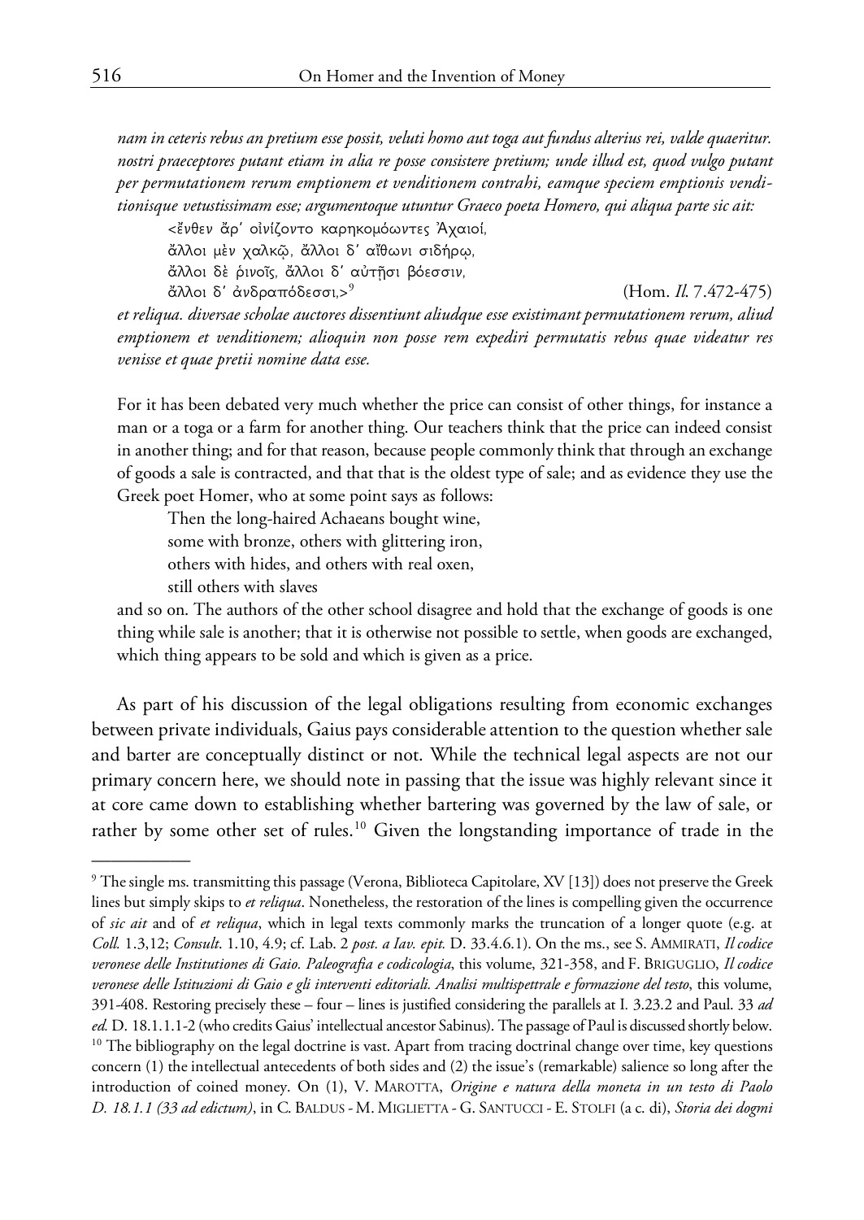*nam in ceteris rebus an pretium esse possit, veluti homo aut toga aut fundus alterius rei, valde quaeritur. nostri praeceptores putant etiam in alia re posse consistere pretium; unde illud est, quod vulgo putant per permutationem rerum emptionem et venditionem contrahi, eamque speciem emptionis venditionisque vetustissimam esse; argumentoque utuntur Graeco poeta Homero, qui aliqua parte sic ait:*

> <ἔνθεν ἄρ᾽ οἰνίζοντο καρηκομόωντες Ἀχαιοί,
> ἄλλοι μὲν χαλκῷ, ἄλλοι δ᾽ αἴθωνι σιδήρῳ,
> ἄλλοι δὲ ῥινοῖς, ἄλλοι δ᾽ αὐτῇσι βόεσσιν,
> ἄλλοι δ᾽ ἀνδραπόδεσσι,>[9] (Hom. *Il.* 7.472-475)

*et reliqua. diversae scholae auctores dissentiunt aliudque esse existimant permutationem rerum, aliud emptionem et venditionem; alioquin non posse rem expediri permutatis rebus quae videatur res venisse et quae pretii nomine data esse.*

For it has been debated very much whether the price can consist of other things, for instance a man or a toga or a farm for another thing. Our teachers think that the price can indeed consist in another thing; and for that reason, because people commonly think that through an exchange of goods a sale is contracted, and that that is the oldest type of sale; and as evidence they use the Greek poet Homer, who at some point says as follows:

> Then the long-haired Achaeans bought wine,
> some with bronze, others with glittering iron,
> others with hides, and others with real oxen,
> still others with slaves

and so on. The authors of the other school disagree and hold that the exchange of goods is one thing while sale is another; that it is otherwise not possible to settle, when goods are exchanged, which thing appears to be sold and which is given as a price.

As part of his discussion of the legal obligations resulting from economic exchanges between private individuals, Gaius pays considerable attention to the question whether sale and barter are conceptually distinct or not. While the technical legal aspects are not our primary concern here, we should note in passing that the issue was highly relevant since it at core came down to establishing whether bartering was governed by the law of sale, or rather by some other set of rules.[10] Given the longstanding importance of trade in the

---

[9] The single ms. transmitting this passage (Verona, Biblioteca Capitolare, XV [13]) does not preserve the Greek lines but simply skips to *et reliqua*. Nonetheless, the restoration of the lines is compelling given the occurrence of *sic ait* and of *et reliqua*, which in legal texts commonly marks the truncation of a longer quote (e.g. at *Coll.* 1.3,12; *Consult*. 1.10, 4.9; cf. Lab. 2 *post. a Iav. epit.* D. 33.4.6.1). On the ms., see S. AMMIRATI, *Il codice veronese delle Institutiones di Gaio. Paleografia e codicologia*, this volume, 321-358, and F. BRIGUGLIO, *Il codice veronese delle Istituzioni di Gaio e gli interventi editoriali. Analisi multispettrale e formazione del testo*, this volume, 391-408. Restoring precisely these – four – lines is justified considering the parallels at I. 3.23.2 and Paul. 33 *ad ed.* D. 18.1.1.1-2 (who credits Gaius' intellectual ancestor Sabinus). The passage of Paul is discussed shortly below.

[10] The bibliography on the legal doctrine is vast. Apart from tracing doctrinal change over time, key questions concern (1) the intellectual antecedents of both sides and (2) the issue's (remarkable) salience so long after the introduction of coined money. On (1), V. MAROTTA, *Origine e natura della moneta in un testo di Paolo D. 18.1.1 (33 ad edictum)*, in C. BALDUS - M. MIGLIETTA - G. SANTUCCI - E. STOLFI (a c. di), *Storia dei dogmi*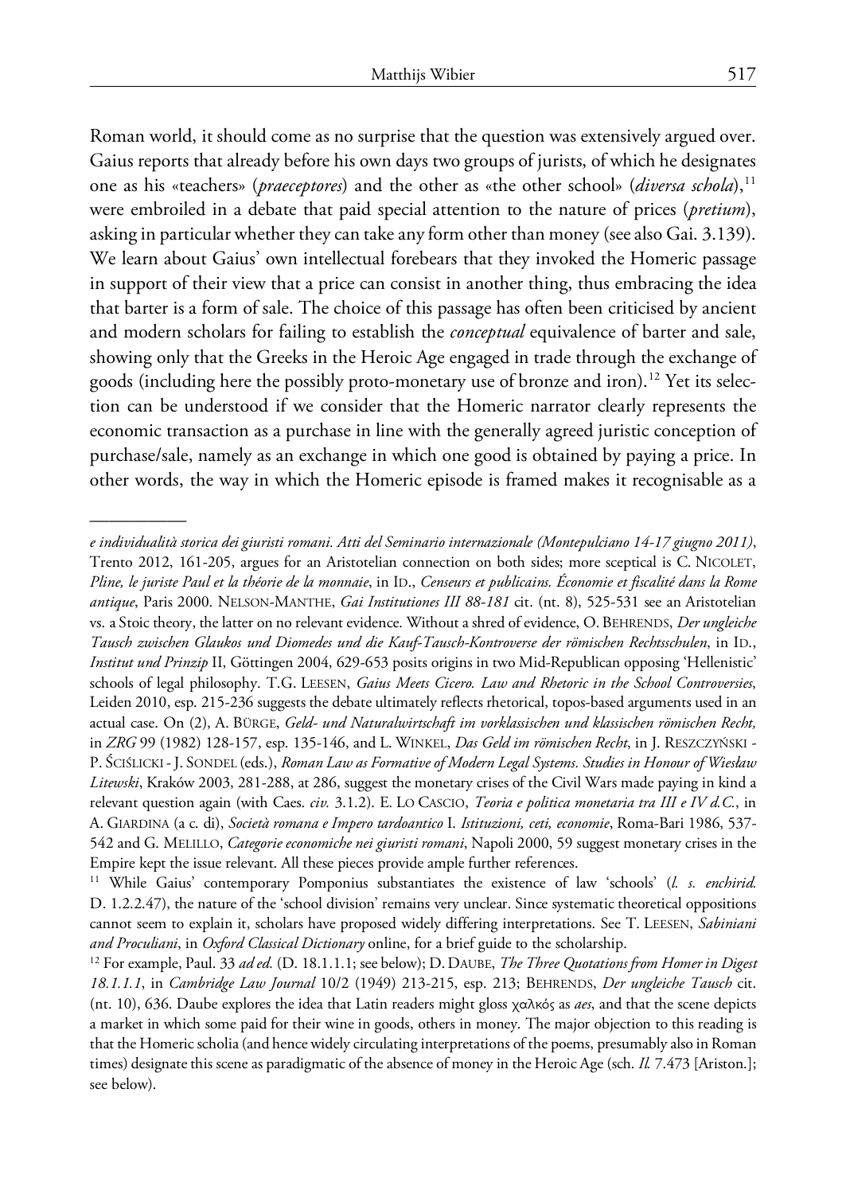Roman world, it should come as no surprise that the question was extensively argued over. Gaius reports that already before his own days two groups of jurists, of which he designates one as his «teachers» (*praeceptores*) and the other as «the other school» (*diversa schola*),[11] were embroiled in a debate that paid special attention to the nature of prices (*pretium*), asking in particular whether they can take any form other than money (see also Gai. 3.139). We learn about Gaius' own intellectual forebears that they invoked the Homeric passage in support of their view that a price can consist in another thing, thus embracing the idea that barter is a form of sale. The choice of this passage has often been criticised by ancient and modern scholars for failing to establish the *conceptual* equivalence of barter and sale, showing only that the Greeks in the Heroic Age engaged in trade through the exchange of goods (including here the possibly proto-monetary use of bronze and iron).[12] Yet its selection can be understood if we consider that the Homeric narrator clearly represents the economic transaction as a purchase in line with the generally agreed juristic conception of purchase/sale, namely as an exchange in which one good is obtained by paying a price. In other words, the way in which the Homeric episode is framed makes it recognisable as a

---

*e individualità storica dei giuristi romani. Atti del Seminario internazionale (Montepulciano 14-17 giugno 2011)*, Trento 2012, 161-205, argues for an Aristotelian connection on both sides; more sceptical is C. NICOLET, *Pline, le juriste Paul et la théorie de la monnaie*, in ID., *Censeurs et publicains. Économie et fiscalité dans la Rome antique*, Paris 2000. NELSON-MANTHE, *Gai Institutiones III 88-181* cit. (nt. 8), 525-531 see an Aristotelian vs. a Stoic theory, the latter on no relevant evidence. Without a shred of evidence, O. BEHRENDS, *Der ungleiche Tausch zwischen Glaukos und Diomedes und die Kauf-Tausch-Kontroverse der römischen Rechtsschulen*, in ID., *Institut und Prinzip* II, Göttingen 2004, 629-653 posits origins in two Mid-Republican opposing 'Hellenistic' schools of legal philosophy. T.G. LEESEN, *Gaius Meets Cicero. Law and Rhetoric in the School Controversies*, Leiden 2010, esp. 215-236 suggests the debate ultimately reflects rhetorical, topos-based arguments used in an actual case. On (2), A. BÜRGE, *Geld- und Naturalwirtschaft im vorklassischen und klassischen römischen Recht,* in *ZRG* 99 (1982) 128-157, esp. 135-146, and L. WINKEL, *Das Geld im römischen Recht*, in J. RESZCZYŃSKI - P. ŚCIŚLICKI - J. SONDEL (eds.), *Roman Law as Formative of Modern Legal Systems. Studies in Honour of Wiesław Litewski*, Kraków 2003, 281-288, at 286, suggest the monetary crises of the Civil Wars made paying in kind a relevant question again (with Caes. *civ.* 3.1.2). E. LO CASCIO, *Teoria e politica monetaria tra III e IV d.C.*, in A. GIARDINA (a c. di), *Società romana e Impero tardoantico* I. *Istituzioni, ceti, economie*, Roma-Bari 1986, 537-542 and G. MELILLO, *Categorie economiche nei giuristi romani*, Napoli 2000, 59 suggest monetary crises in the Empire kept the issue relevant. All these pieces provide ample further references.

[11] While Gaius' contemporary Pomponius substantiates the existence of law 'schools' (*l. s. enchirid.* D. 1.2.2.47), the nature of the 'school division' remains very unclear. Since systematic theoretical oppositions cannot seem to explain it, scholars have proposed widely differing interpretations. See T. LEESEN, *Sabiniani and Proculiani*, in *Oxford Classical Dictionary* online, for a brief guide to the scholarship.

[12] For example, Paul. 33 *ad ed.* (D. 18.1.1.1; see below); D. DAUBE, *The Three Quotations from Homer in Digest 18.1.1.1*, in *Cambridge Law Journal* 10/2 (1949) 213-215, esp. 213; BEHRENDS, *Der ungleiche Tausch* cit. (nt. 10), 636. Daube explores the idea that Latin readers might gloss χαλκός as *aes*, and that the scene depicts a market in which some paid for their wine in goods, others in money. The major objection to this reading is that the Homeric scholia (and hence widely circulating interpretations of the poems, presumably also in Roman times) designate this scene as paradigmatic of the absence of money in the Heroic Age (sch. *Il.* 7.473 [Ariston.]; see below).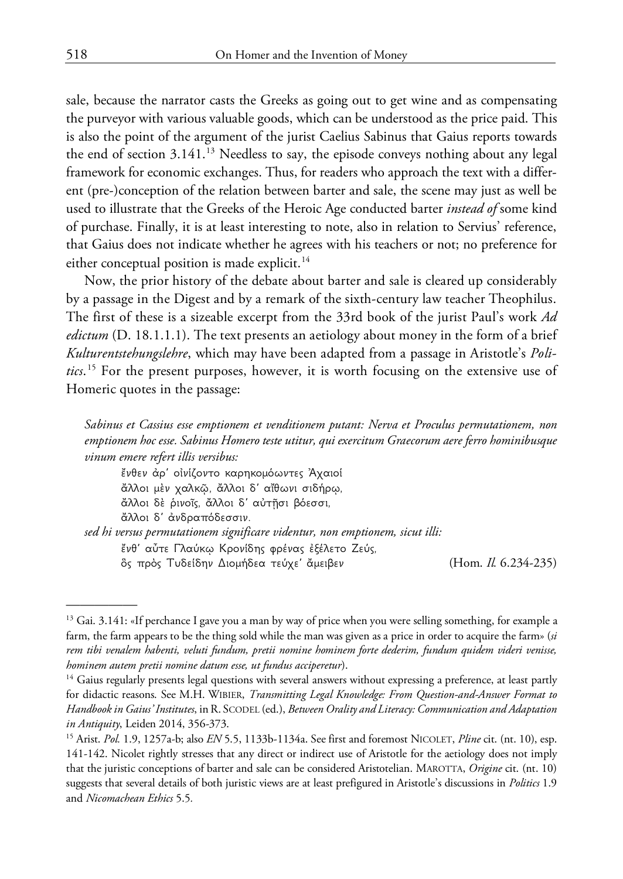sale, because the narrator casts the Greeks as going out to get wine and as compensating the purveyor with various valuable goods, which can be understood as the price paid. This is also the point of the argument of the jurist Caelius Sabinus that Gaius reports towards the end of section 3.141.[13] Needless to say, the episode conveys nothing about any legal framework for economic exchanges. Thus, for readers who approach the text with a different (pre-)conception of the relation between barter and sale, the scene may just as well be used to illustrate that the Greeks of the Heroic Age conducted barter *instead of* some kind of purchase. Finally, it is at least interesting to note, also in relation to Servius' reference, that Gaius does not indicate whether he agrees with his teachers or not; no preference for either conceptual position is made explicit.[14]

Now, the prior history of the debate about barter and sale is cleared up considerably by a passage in the Digest and by a remark of the sixth-century law teacher Theophilus. The first of these is a sizeable excerpt from the 33rd book of the jurist Paul's work *Ad edictum* (D. 18.1.1.1). The text presents an aetiology about money in the form of a brief *Kulturentstehungslehre*, which may have been adapted from a passage in Aristotle's *Politics*.[15] For the present purposes, however, it is worth focusing on the extensive use of Homeric quotes in the passage:

> *Sabinus et Cassius esse emptionem et venditionem putant: Nerva et Proculus permutationem, non emptionem hoc esse. Sabinus Homero teste utitur, qui exercitum Graecorum aere ferro hominibusque vinum emere refert illis versibus:*
>
> ἔνθεν ἄρ' οἰνίζοντο καρηκομόωντες Ἀχαιοί
> ἄλλοι μὲν χαλκῷ, ἄλλοι δ' αἴθωνι σιδήρῳ,
> ἄλλοι δὲ ῥινοῖς, ἄλλοι δ' αὐτῇσι βόεσσι,
> ἄλλοι δ' ἀνδραπόδεσσιν.
>
> *sed hi versus permutationem significare videntur, non emptionem, sicut illi:*
>
> ἔνθ' αὖτε Γλαύκῳ Κρονίδης φρένας ἐξέλετο Ζεύς,
> ὃς πρὸς Τυδεΐδην Διομήδεα τεύχε' ἄμειβεν (Hom. *Il.* 6.234-235)

---

[13] Gai. 3.141: «If perchance I gave you a man by way of price when you were selling something, for example a farm, the farm appears to be the thing sold while the man was given as a price in order to acquire the farm» (*si rem tibi venalem habenti, veluti fundum, pretii nomine hominem forte dederim, fundum quidem videri venisse, hominem autem pretii nomine datum esse, ut fundus acciperetur*).

[14] Gaius regularly presents legal questions with several answers without expressing a preference, at least partly for didactic reasons. See M.H. Wibier, *Transmitting Legal Knowledge: From Question-and-Answer Format to Handbook in Gaius' Institutes*, in R. Scodel (ed.), *Between Orality and Literacy: Communication and Adaptation in Antiquity*, Leiden 2014, 356-373.

[15] Arist. *Pol.* 1.9, 1257a-b; also *EN* 5.5, 1133b-1134a. See first and foremost Nicolet, *Pline* cit. (nt. 10), esp. 141-142. Nicolet rightly stresses that any direct or indirect use of Aristotle for the aetiology does not imply that the juristic conceptions of barter and sale can be considered Aristotelian. Marotta, *Origine* cit. (nt. 10) suggests that several details of both juristic views are at least prefigured in Aristotle's discussions in *Politics* 1.9 and *Nicomachean Ethics* 5.5.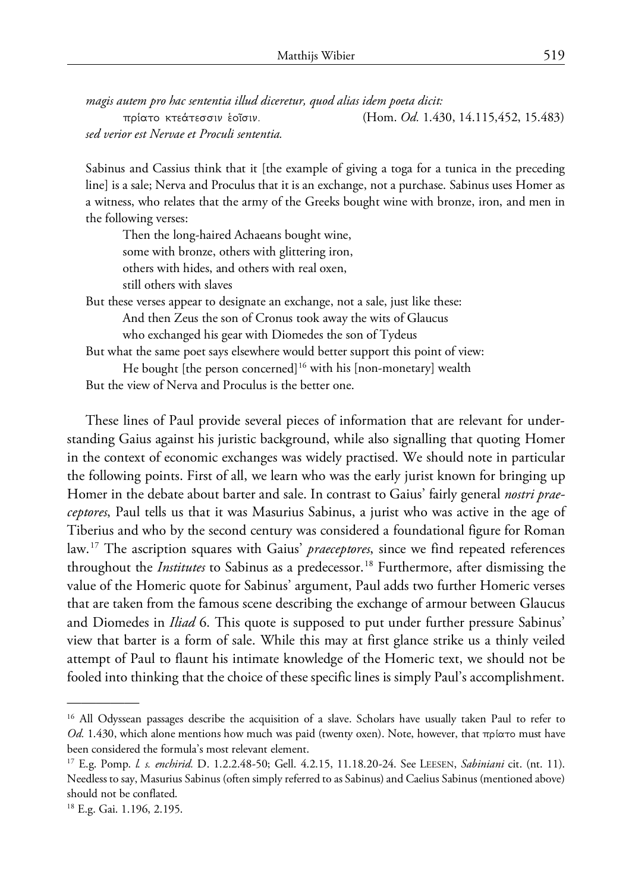*magis autem pro hac sententia illud diceretur, quod alias idem poeta dicit:*

πρίατο κτεάτεσσιν ἑοῖσιν. (Hom. *Od.* 1.430, 14.115,452, 15.483)

*sed verior est Nervae et Proculi sententia.*

Sabinus and Cassius think that it [the example of giving a toga for a tunica in the preceding line] is a sale; Nerva and Proculus that it is an exchange, not a purchase. Sabinus uses Homer as a witness, who relates that the army of the Greeks bought wine with bronze, iron, and men in the following verses:

> Then the long-haired Achaeans bought wine,
> some with bronze, others with glittering iron,
> others with hides, and others with real oxen,
> still others with slaves

But these verses appear to designate an exchange, not a sale, just like these:

> And then Zeus the son of Cronus took away the wits of Glaucus
> who exchanged his gear with Diomedes the son of Tydeus

But what the same poet says elsewhere would better support this point of view:

> He bought [the person concerned][16] with his [non-monetary] wealth

But the view of Nerva and Proculus is the better one.

These lines of Paul provide several pieces of information that are relevant for understanding Gaius against his juristic background, while also signalling that quoting Homer in the context of economic exchanges was widely practised. We should note in particular the following points. First of all, we learn who was the early jurist known for bringing up Homer in the debate about barter and sale. In contrast to Gaius' fairly general *nostri praeceptores*, Paul tells us that it was Masurius Sabinus, a jurist who was active in the age of Tiberius and who by the second century was considered a foundational figure for Roman law.[17] The ascription squares with Gaius' *praeceptores*, since we find repeated references throughout the *Institutes* to Sabinus as a predecessor.[18] Furthermore, after dismissing the value of the Homeric quote for Sabinus' argument, Paul adds two further Homeric verses that are taken from the famous scene describing the exchange of armour between Glaucus and Diomedes in *Iliad* 6. This quote is supposed to put under further pressure Sabinus' view that barter is a form of sale. While this may at first glance strike us a thinly veiled attempt of Paul to flaunt his intimate knowledge of the Homeric text, we should not be fooled into thinking that the choice of these specific lines is simply Paul's accomplishment.

---

[16] All Odyssean passages describe the acquisition of a slave. Scholars have usually taken Paul to refer to *Od.* 1.430, which alone mentions how much was paid (twenty oxen). Note, however, that πρίατο must have been considered the formula's most relevant element.

[17] E.g. Pomp. *l. s. enchirid.* D. 1.2.2.48-50; Gell. 4.2.15, 11.18.20-24. See Leesen, *Sabiniani* cit. (nt. 11). Needless to say, Masurius Sabinus (often simply referred to as Sabinus) and Caelius Sabinus (mentioned above) should not be conflated.

[18] E.g. Gai. 1.196, 2.195.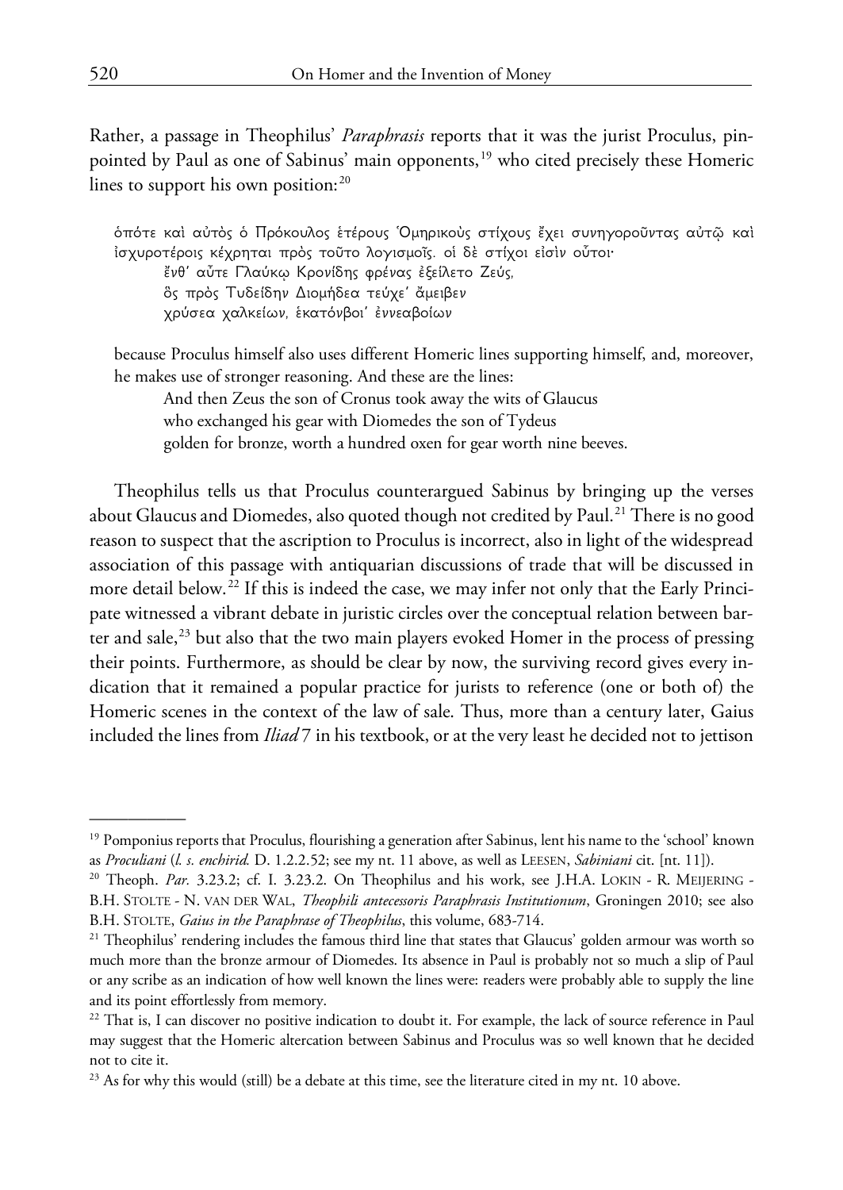Rather, a passage in Theophilus' *Paraphrasis* reports that it was the jurist Proculus, pinpointed by Paul as one of Sabinus' main opponents,[19] who cited precisely these Homeric lines to support his own position:[20]

> ὁπότε καὶ αὐτὸς ὁ Πρόκουλος ἑτέρους Ὁμηρικοὺς στίχους ἔχει συνηγοροῦντας αὐτῷ καὶ ἰσχυροτέροις κέχρηται πρὸς τοῦτο λογισμοῖς. οἱ δὲ στίχοι εἰσὶν οὗτοι·
>
> ἔνθ' αὖτε Γλαύκῳ Κρονίδης φρένας ἐξέλετο Ζεύς,
> ὃς πρὸς Τυδείδην Διομήδεα τεύχε' ἄμειβεν
> χρύσεα χαλκείων, ἑκατόνβοι' ἐννεαβοίων
>
> because Proculus himself also uses different Homeric lines supporting himself, and, moreover, he makes use of stronger reasoning. And these are the lines:
>
> And then Zeus the son of Cronus took away the wits of Glaucus
> who exchanged his gear with Diomedes the son of Tydeus
> golden for bronze, worth a hundred oxen for gear worth nine beeves.

Theophilus tells us that Proculus counterargued Sabinus by bringing up the verses about Glaucus and Diomedes, also quoted though not credited by Paul.[21] There is no good reason to suspect that the ascription to Proculus is incorrect, also in light of the widespread association of this passage with antiquarian discussions of trade that will be discussed in more detail below.[22] If this is indeed the case, we may infer not only that the Early Principate witnessed a vibrant debate in juristic circles over the conceptual relation between barter and sale,[23] but also that the two main players evoked Homer in the process of pressing their points. Furthermore, as should be clear by now, the surviving record gives every indication that it remained a popular practice for jurists to reference (one or both of) the Homeric scenes in the context of the law of sale. Thus, more than a century later, Gaius included the lines from *Iliad* 7 in his textbook, or at the very least he decided not to jettison

---

[19] Pomponius reports that Proculus, flourishing a generation after Sabinus, lent his name to the 'school' known as *Proculiani* (*l. s. enchirid.* D. 1.2.2.52; see my nt. 11 above, as well as LEESEN, *Sabiniani* cit. [nt. 11]).

[20] Theoph. *Par.* 3.23.2; cf. I. 3.23.2. On Theophilus and his work, see J.H.A. LOKIN - R. MEIJERING - B.H. STOLTE - N. VAN DER WAL, *Theophili antecessoris Paraphrasis Institutionum*, Groningen 2010; see also B.H. STOLTE, *Gaius in the Paraphrase of Theophilus*, this volume, 683-714.

[21] Theophilus' rendering includes the famous third line that states that Glaucus' golden armour was worth so much more than the bronze armour of Diomedes. Its absence in Paul is probably not so much a slip of Paul or any scribe as an indication of how well known the lines were: readers were probably able to supply the line and its point effortlessly from memory.

[22] That is, I can discover no positive indication to doubt it. For example, the lack of source reference in Paul may suggest that the Homeric altercation between Sabinus and Proculus was so well known that he decided not to cite it.

[23] As for why this would (still) be a debate at this time, see the literature cited in my nt. 10 above.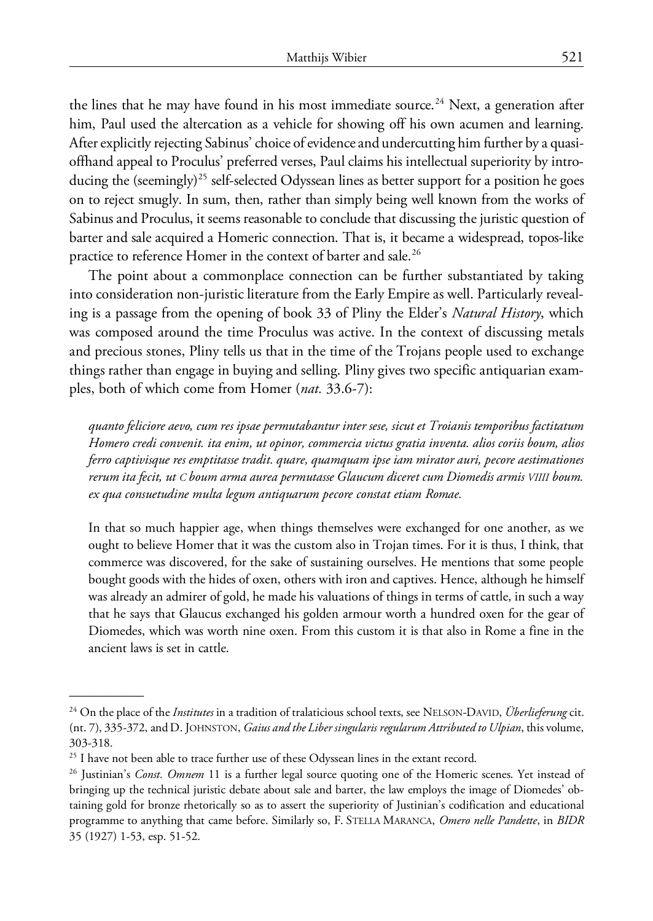the lines that he may have found in his most immediate source.[24] Next, a generation after him, Paul used the altercation as a vehicle for showing off his own acumen and learning. After explicitly rejecting Sabinus' choice of evidence and undercutting him further by a quasi-offhand appeal to Proculus' preferred verses, Paul claims his intellectual superiority by introducing the (seemingly)[25] self-selected Odyssean lines as better support for a position he goes on to reject smugly. In sum, then, rather than simply being well known from the works of Sabinus and Proculus, it seems reasonable to conclude that discussing the juristic question of barter and sale acquired a Homeric connection. That is, it became a widespread, topos-like practice to reference Homer in the context of barter and sale.[26]

The point about a commonplace connection can be further substantiated by taking into consideration non-juristic literature from the Early Empire as well. Particularly revealing is a passage from the opening of book 33 of Pliny the Elder's *Natural History*, which was composed around the time Proculus was active. In the context of discussing metals and precious stones, Pliny tells us that in the time of the Trojans people used to exchange things rather than engage in buying and selling. Pliny gives two specific antiquarian examples, both of which come from Homer (*nat.* 33.6-7):

> *quanto feliciore aevo, cum res ipsae permutabantur inter sese, sicut et Troianis temporibus factitatum Homero credi convenit. ita enim, ut opinor, commercia victus gratia inventa. alios coriis boum, alios ferro captivisque res emptitasse tradit. quare, quamquam ipse iam mirator auri, pecore aestimationes rerum ita fecit, ut C boum arma aurea permutasse Glaucum diceret cum Diomedis armis VIIII boum. ex qua consuetudine multa legum antiquarum pecore constat etiam Romae.*

> In that so much happier age, when things themselves were exchanged for one another, as we ought to believe Homer that it was the custom also in Trojan times. For it is thus, I think, that commerce was discovered, for the sake of sustaining ourselves. He mentions that some people bought goods with the hides of oxen, others with iron and captives. Hence, although he himself was already an admirer of gold, he made his valuations of things in terms of cattle, in such a way that he says that Glaucus exchanged his golden armour worth a hundred oxen for the gear of Diomedes, which was worth nine oxen. From this custom it is that also in Rome a fine in the ancient laws is set in cattle.

---

[24] On the place of the *Institutes* in a tradition of tralaticious school texts, see NELSON-DAVID, *Überlieferung* cit. (nt. 7), 335-372, and D. JOHNSTON, *Gaius and the Liber singularis regularum Attributed to Ulpian*, this volume, 303-318.

[25] I have not been able to trace further use of these Odyssean lines in the extant record.

[26] Justinian's *Const. Omnem* 11 is a further legal source quoting one of the Homeric scenes. Yet instead of bringing up the technical juristic debate about sale and barter, the law employs the image of Diomedes' obtaining gold for bronze rhetorically so as to assert the superiority of Justinian's codification and educational programme to anything that came before. Similarly so, F. STELLA MARANCA, *Omero nelle Pandette*, in *BIDR* 35 (1927) 1-53, esp. 51-52.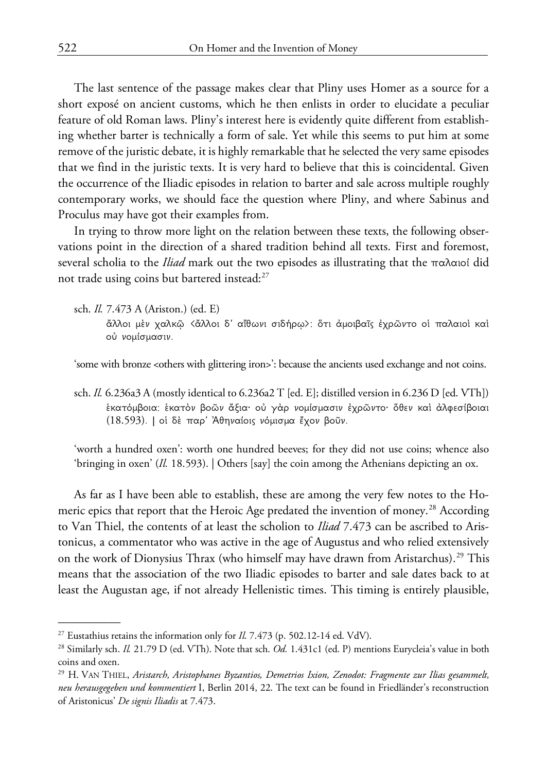The last sentence of the passage makes clear that Pliny uses Homer as a source for a short exposé on ancient customs, which he then enlists in order to elucidate a peculiar feature of old Roman laws. Pliny's interest here is evidently quite different from establishing whether barter is technically a form of sale. Yet while this seems to put him at some remove of the juristic debate, it is highly remarkable that he selected the very same episodes that we find in the juristic texts. It is very hard to believe that this is coincidental. Given the occurrence of the Iliadic episodes in relation to barter and sale across multiple roughly contemporary works, we should face the question where Pliny, and where Sabinus and Proculus may have got their examples from.

In trying to throw more light on the relation between these texts, the following observations point in the direction of a shared tradition behind all texts. First and foremost, several scholia to the *Iliad* mark out the two episodes as illustrating that the παλαιοί did not trade using coins but bartered instead:[27]

> sch. *Il.* 7.473 A (Ariston.) (ed. E)
>
> ἄλλοι μὲν χαλκῷ ‹ἄλλοι δ' αἴθωνι σιδήρῳ›: ὅτι ἀμοιβαῖς ἐχρῶντο οἱ παλαιοὶ καὶ οὐ νομίσμασιν.

'some with bronze <others with glittering iron>': because the ancients used exchange and not coins.

> sch. *Il.* 6.236a3 A (mostly identical to 6.236a2 T [ed. E]; distilled version in 6.236 D [ed. VTh])
>
> ἑκατόμβοια: ἑκατὸν βοῶν ἄξια· οὐ γὰρ νομίσμασιν ἐχρῶντο· ὅθεν καὶ ἀλφεσίβοιαι (18.593). | οἱ δὲ παρ' Ἀθηναίοις νόμισμα ἔχον βοῦν.

'worth a hundred oxen': worth one hundred beeves; for they did not use coins; whence also 'bringing in oxen' (*Il.* 18.593). | Others [say] the coin among the Athenians depicting an ox.

As far as I have been able to establish, these are among the very few notes to the Homeric epics that report that the Heroic Age predated the invention of money.[28] According to Van Thiel, the contents of at least the scholion to *Iliad* 7.473 can be ascribed to Aristonicus, a commentator who was active in the age of Augustus and who relied extensively on the work of Dionysius Thrax (who himself may have drawn from Aristarchus).[29] This means that the association of the two Iliadic episodes to barter and sale dates back to at least the Augustan age, if not already Hellenistic times. This timing is entirely plausible,

---

[27] Eustathius retains the information only for *Il.* 7.473 (p. 502.12-14 ed. VdV).

[28] Similarly sch. *Il.* 21.79 D (ed. VTh). Note that sch. *Od.* 1.431c1 (ed. P) mentions Eurycleia's value in both coins and oxen.

[29] H. Van Thiel, *Aristarch, Aristophanes Byzantios, Demetrios Ixion, Zenodot: Fragmente zur Ilias gesammelt, neu herausgegeben und kommentiert* I, Berlin 2014, 22. The text can be found in Friedländer's reconstruction of Aristonicus' *De signis Iliadis* at 7.473.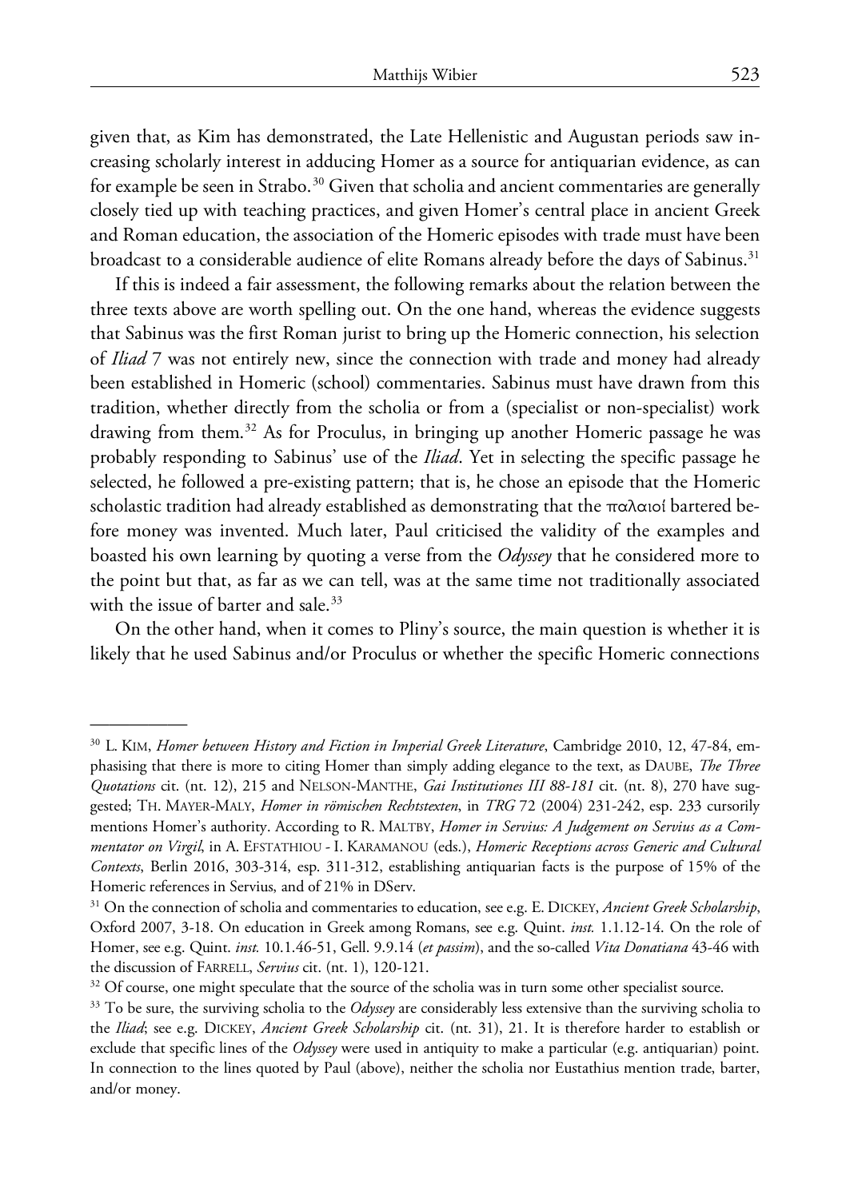given that, as Kim has demonstrated, the Late Hellenistic and Augustan periods saw increasing scholarly interest in adducing Homer as a source for antiquarian evidence, as can for example be seen in Strabo.[30] Given that scholia and ancient commentaries are generally closely tied up with teaching practices, and given Homer's central place in ancient Greek and Roman education, the association of the Homeric episodes with trade must have been broadcast to a considerable audience of elite Romans already before the days of Sabinus.[31]

If this is indeed a fair assessment, the following remarks about the relation between the three texts above are worth spelling out. On the one hand, whereas the evidence suggests that Sabinus was the first Roman jurist to bring up the Homeric connection, his selection of *Iliad* 7 was not entirely new, since the connection with trade and money had already been established in Homeric (school) commentaries. Sabinus must have drawn from this tradition, whether directly from the scholia or from a (specialist or non-specialist) work drawing from them.[32] As for Proculus, in bringing up another Homeric passage he was probably responding to Sabinus' use of the *Iliad*. Yet in selecting the specific passage he selected, he followed a pre-existing pattern; that is, he chose an episode that the Homeric scholastic tradition had already established as demonstrating that the παλαιοί bartered before money was invented. Much later, Paul criticised the validity of the examples and boasted his own learning by quoting a verse from the *Odyssey* that he considered more to the point but that, as far as we can tell, was at the same time not traditionally associated with the issue of barter and sale.[33]

On the other hand, when it comes to Pliny's source, the main question is whether it is likely that he used Sabinus and/or Proculus or whether the specific Homeric connections

---

[30] L. Kim, *Homer between History and Fiction in Imperial Greek Literature*, Cambridge 2010, 12, 47-84, emphasising that there is more to citing Homer than simply adding elegance to the text, as Daube, *The Three Quotations* cit. (nt. 12), 215 and Nelson-Manthe, *Gai Institutiones III 88-181* cit. (nt. 8), 270 have suggested; Th. Mayer-Maly, *Homer in römischen Rechtstexten*, in *TRG* 72 (2004) 231-242, esp. 233 cursorily mentions Homer's authority. According to R. Maltby, *Homer in Servius: A Judgement on Servius as a Commentator on Virgil*, in A. Efstathiou - I. Karamanou (eds.), *Homeric Receptions across Generic and Cultural Contexts*, Berlin 2016, 303-314, esp. 311-312, establishing antiquarian facts is the purpose of 15% of the Homeric references in Servius, and of 21% in DServ.

[31] On the connection of scholia and commentaries to education, see e.g. E. Dickey, *Ancient Greek Scholarship*, Oxford 2007, 3-18. On education in Greek among Romans, see e.g. Quint. *inst.* 1.1.12-14. On the role of Homer, see e.g. Quint. *inst.* 10.1.46-51, Gell. 9.9.14 (*et passim*), and the so-called *Vita Donatiana* 43-46 with the discussion of Farrell, *Servius* cit. (nt. 1), 120-121.

[32] Of course, one might speculate that the source of the scholia was in turn some other specialist source.

[33] To be sure, the surviving scholia to the *Odyssey* are considerably less extensive than the surviving scholia to the *Iliad*; see e.g. Dickey, *Ancient Greek Scholarship* cit. (nt. 31), 21. It is therefore harder to establish or exclude that specific lines of the *Odyssey* were used in antiquity to make a particular (e.g. antiquarian) point. In connection to the lines quoted by Paul (above), neither the scholia nor Eustathius mention trade, barter, and/or money.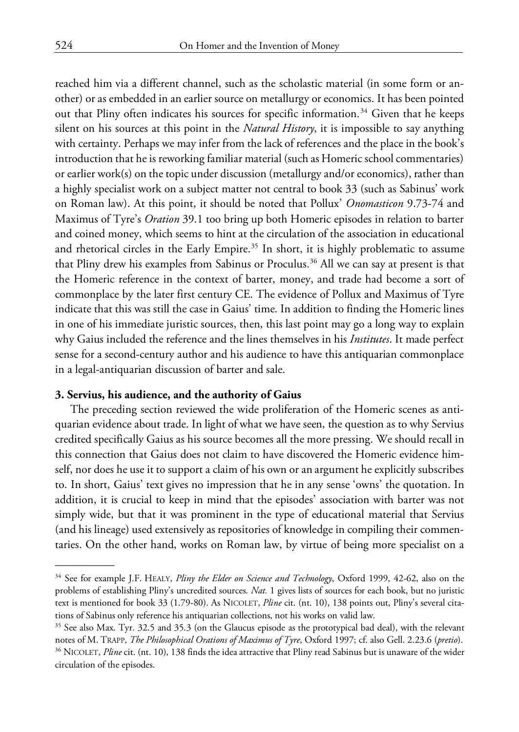reached him via a different channel, such as the scholastic material (in some form or another) or as embedded in an earlier source on metallurgy or economics. It has been pointed out that Pliny often indicates his sources for specific information.[34] Given that he keeps silent on his sources at this point in the *Natural History*, it is impossible to say anything with certainty. Perhaps we may infer from the lack of references and the place in the book's introduction that he is reworking familiar material (such as Homeric school commentaries) or earlier work(s) on the topic under discussion (metallurgy and/or economics), rather than a highly specialist work on a subject matter not central to book 33 (such as Sabinus' work on Roman law). At this point, it should be noted that Pollux' *Onomasticon* 9.73-74 and Maximus of Tyre's *Oration* 39.1 too bring up both Homeric episodes in relation to barter and coined money, which seems to hint at the circulation of the association in educational and rhetorical circles in the Early Empire.[35] In short, it is highly problematic to assume that Pliny drew his examples from Sabinus or Proculus.[36] All we can say at present is that the Homeric reference in the context of barter, money, and trade had become a sort of commonplace by the later first century CE. The evidence of Pollux and Maximus of Tyre indicate that this was still the case in Gaius' time. In addition to finding the Homeric lines in one of his immediate juristic sources, then, this last point may go a long way to explain why Gaius included the reference and the lines themselves in his *Institutes*. It made perfect sense for a second-century author and his audience to have this antiquarian commonplace in a legal-antiquarian discussion of barter and sale.

### 3. Servius, his audience, and the authority of Gaius

The preceding section reviewed the wide proliferation of the Homeric scenes as antiquarian evidence about trade. In light of what we have seen, the question as to why Servius credited specifically Gaius as his source becomes all the more pressing. We should recall in this connection that Gaius does not claim to have discovered the Homeric evidence himself, nor does he use it to support a claim of his own or an argument he explicitly subscribes to. In short, Gaius' text gives no impression that he in any sense 'owns' the quotation. In addition, it is crucial to keep in mind that the episodes' association with barter was not simply wide, but that it was prominent in the type of educational material that Servius (and his lineage) used extensively as repositories of knowledge in compiling their commentaries. On the other hand, works on Roman law, by virtue of being more specialist on a

---

[34] See for example J.F. HEALY, *Pliny the Elder on Science and Technology*, Oxford 1999, 42-62, also on the problems of establishing Pliny's uncredited sources. *Nat.* 1 gives lists of sources for each book, but no juristic text is mentioned for book 33 (1.79-80). As NICOLET, *Pline* cit. (nt. 10), 138 points out, Pliny's several citations of Sabinus only reference his antiquarian collections, not his works on valid law.

[35] See also Max. Tyr. 32.5 and 35.3 (on the Glaucus episode as the prototypical bad deal), with the relevant notes of M. TRAPP, *The Philosophical Orations of Maximus of Tyre*, Oxford 1997; cf. also Gell. 2.23.6 (*pretio*).

[36] NICOLET, *Pline* cit. (nt. 10), 138 finds the idea attractive that Pliny read Sabinus but is unaware of the wider circulation of the episodes.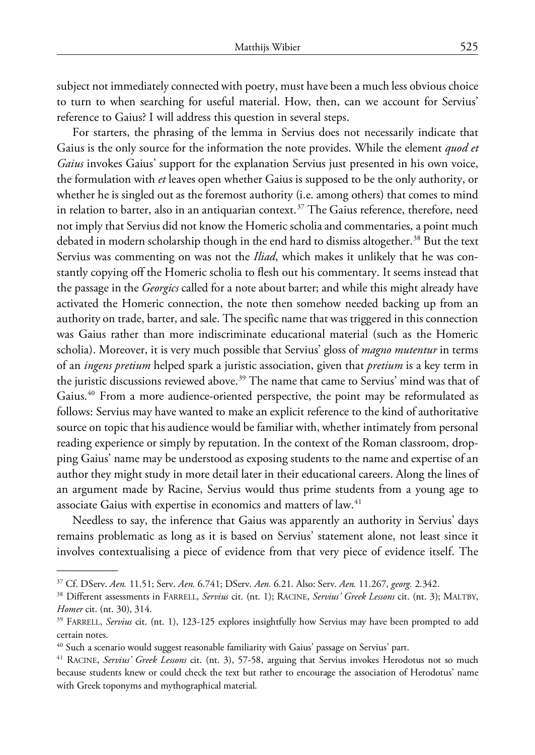subject not immediately connected with poetry, must have been a much less obvious choice to turn to when searching for useful material. How, then, can we account for Servius' reference to Gaius? I will address this question in several steps.

For starters, the phrasing of the lemma in Servius does not necessarily indicate that Gaius is the only source for the information the note provides. While the element *quod et Gaius* invokes Gaius' support for the explanation Servius just presented in his own voice, the formulation with *et* leaves open whether Gaius is supposed to be the only authority, or whether he is singled out as the foremost authority (i.e. among others) that comes to mind in relation to barter, also in an antiquarian context.[37] The Gaius reference, therefore, need not imply that Servius did not know the Homeric scholia and commentaries, a point much debated in modern scholarship though in the end hard to dismiss altogether.[38] But the text Servius was commenting on was not the *Iliad*, which makes it unlikely that he was constantly copying off the Homeric scholia to flesh out his commentary. It seems instead that the passage in the *Georgics* called for a note about barter; and while this might already have activated the Homeric connection, the note then somehow needed backing up from an authority on trade, barter, and sale. The specific name that was triggered in this connection was Gaius rather than more indiscriminate educational material (such as the Homeric scholia). Moreover, it is very much possible that Servius' gloss of *magno mutentur* in terms of an *ingens pretium* helped spark a juristic association, given that *pretium* is a key term in the juristic discussions reviewed above.[39] The name that came to Servius' mind was that of Gaius.[40] From a more audience-oriented perspective, the point may be reformulated as follows: Servius may have wanted to make an explicit reference to the kind of authoritative source on topic that his audience would be familiar with, whether intimately from personal reading experience or simply by reputation. In the context of the Roman classroom, dropping Gaius' name may be understood as exposing students to the name and expertise of an author they might study in more detail later in their educational careers. Along the lines of an argument made by Racine, Servius would thus prime students from a young age to associate Gaius with expertise in economics and matters of law.[41]

Needless to say, the inference that Gaius was apparently an authority in Servius' days remains problematic as long as it is based on Servius' statement alone, not least since it involves contextualising a piece of evidence from that very piece of evidence itself. The

---

[37] Cf. DServ. *Aen.* 11.51; Serv. *Aen.* 6.741; DServ. *Aen.* 6.21. Also: Serv. *Aen.* 11.267, *georg.* 2.342.

[38] Different assessments in FARRELL, *Servius* cit. (nt. 1); RACINE, *Servius' Greek Lessons* cit. (nt. 3); MALTBY, *Homer* cit. (nt. 30), 314.

[39] FARRELL, *Servius* cit. (nt. 1), 123-125 explores insightfully how Servius may have been prompted to add certain notes.

[40] Such a scenario would suggest reasonable familiarity with Gaius' passage on Servius' part.

[41] RACINE, *Servius' Greek Lessons* cit. (nt. 3), 57-58, arguing that Servius invokes Herodotus not so much because students knew or could check the text but rather to encourage the association of Herodotus' name with Greek toponyms and mythographical material.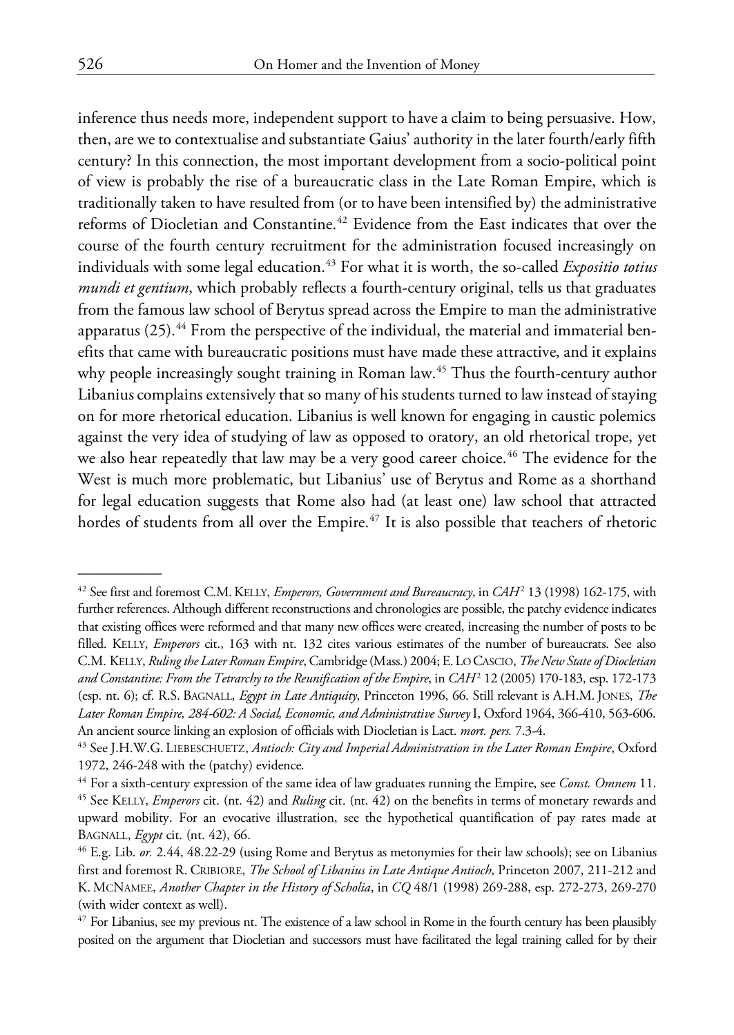inference thus needs more, independent support to have a claim to being persuasive. How, then, are we to contextualise and substantiate Gaius' authority in the later fourth/early fifth century? In this connection, the most important development from a socio-political point of view is probably the rise of a bureaucratic class in the Late Roman Empire, which is traditionally taken to have resulted from (or to have been intensified by) the administrative reforms of Diocletian and Constantine.[42] Evidence from the East indicates that over the course of the fourth century recruitment for the administration focused increasingly on individuals with some legal education.[43] For what it is worth, the so-called *Expositio totius mundi et gentium*, which probably reflects a fourth-century original, tells us that graduates from the famous law school of Berytus spread across the Empire to man the administrative apparatus (25).[44] From the perspective of the individual, the material and immaterial benefits that came with bureaucratic positions must have made these attractive, and it explains why people increasingly sought training in Roman law.[45] Thus the fourth-century author Libanius complains extensively that so many of his students turned to law instead of staying on for more rhetorical education. Libanius is well known for engaging in caustic polemics against the very idea of studying of law as opposed to oratory, an old rhetorical trope, yet we also hear repeatedly that law may be a very good career choice.[46] The evidence for the West is much more problematic, but Libanius' use of Berytus and Rome as a shorthand for legal education suggests that Rome also had (at least one) law school that attracted hordes of students from all over the Empire.[47] It is also possible that teachers of rhetoric

---

[42] See first and foremost C.M. Kelly, *Emperors, Government and Bureaucracy*, in *CAH*² 13 (1998) 162-175, with further references. Although different reconstructions and chronologies are possible, the patchy evidence indicates that existing offices were reformed and that many new offices were created, increasing the number of posts to be filled. Kelly, *Emperors* cit., 163 with nt. 132 cites various estimates of the number of bureaucrats. See also C.M. Kelly, *Ruling the Later Roman Empire*, Cambridge (Mass.) 2004; E. Lo Cascio, *The New State of Diocletian and Constantine: From the Tetrarchy to the Reunification of the Empire*, in *CAH*² 12 (2005) 170-183, esp. 172-173 (esp. nt. 6); cf. R.S. Bagnall, *Egypt in Late Antiquity*, Princeton 1996, 66. Still relevant is A.H.M. Jones, *The Later Roman Empire, 284-602: A Social, Economic, and Administrative Survey* I, Oxford 1964, 366-410, 563-606. An ancient source linking an explosion of officials with Diocletian is Lact. *mort. pers.* 7.3-4.

[43] See J.H.W.G. Liebeschuetz, *Antioch: City and Imperial Administration in the Later Roman Empire*, Oxford 1972, 246-248 with the (patchy) evidence.

[44] For a sixth-century expression of the same idea of law graduates running the Empire, see *Const. Omnem* 11.

[45] See Kelly, *Emperors* cit. (nt. 42) and *Ruling* cit. (nt. 42) on the benefits in terms of monetary rewards and upward mobility. For an evocative illustration, see the hypothetical quantification of pay rates made at Bagnall, *Egypt* cit. (nt. 42), 66.

[46] E.g. Lib. *or.* 2.44, 48.22-29 (using Rome and Berytus as metonymies for their law schools); see on Libanius first and foremost R. Cribiore, *The School of Libanius in Late Antique Antioch*, Princeton 2007, 211-212 and K. McNamee, *Another Chapter in the History of Scholia*, in *CQ* 48/1 (1998) 269-288, esp. 272-273, 269-270 (with wider context as well).

[47] For Libanius, see my previous nt. The existence of a law school in Rome in the fourth century has been plausibly posited on the argument that Diocletian and successors must have facilitated the legal training called for by their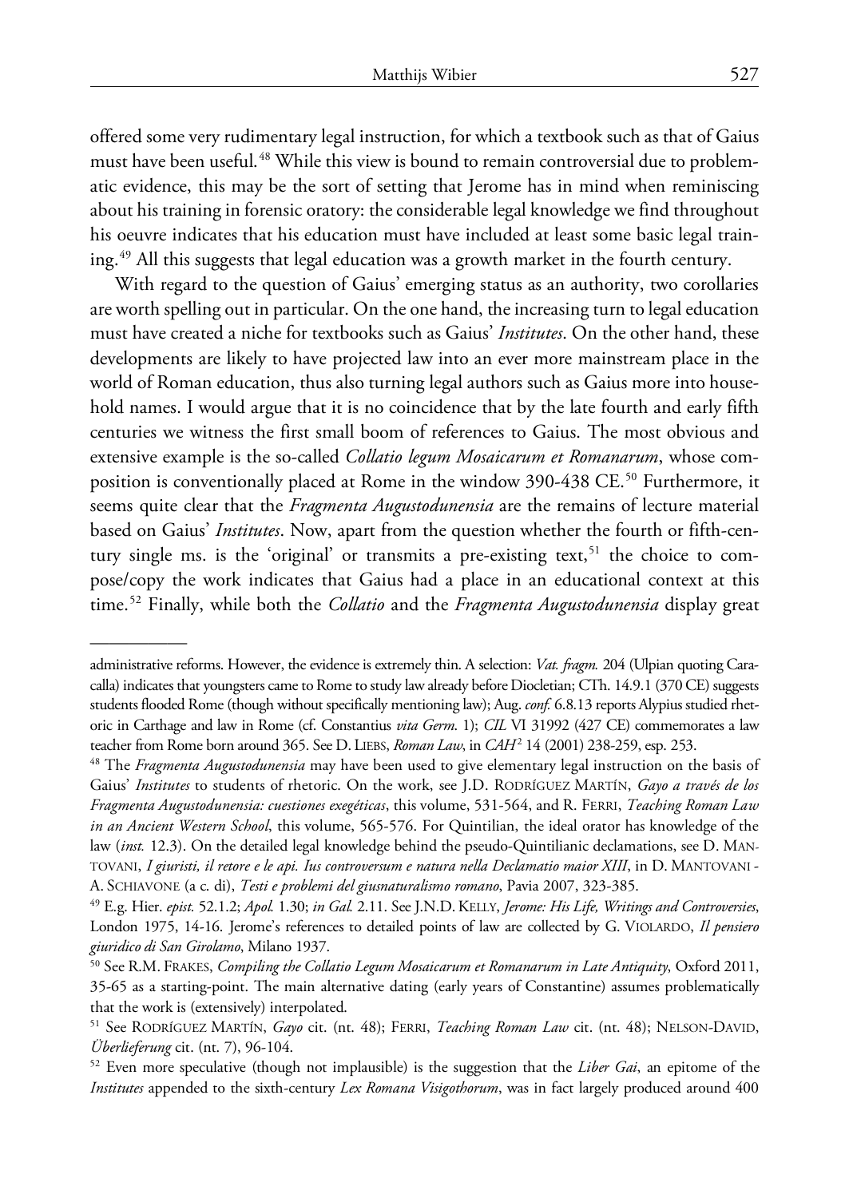offered some very rudimentary legal instruction, for which a textbook such as that of Gaius must have been useful.[48] While this view is bound to remain controversial due to problematic evidence, this may be the sort of setting that Jerome has in mind when reminiscing about his training in forensic oratory: the considerable legal knowledge we find throughout his oeuvre indicates that his education must have included at least some basic legal training.[49] All this suggests that legal education was a growth market in the fourth century.

With regard to the question of Gaius' emerging status as an authority, two corollaries are worth spelling out in particular. On the one hand, the increasing turn to legal education must have created a niche for textbooks such as Gaius' *Institutes*. On the other hand, these developments are likely to have projected law into an ever more mainstream place in the world of Roman education, thus also turning legal authors such as Gaius more into household names. I would argue that it is no coincidence that by the late fourth and early fifth centuries we witness the first small boom of references to Gaius. The most obvious and extensive example is the so-called *Collatio legum Mosaicarum et Romanarum*, whose composition is conventionally placed at Rome in the window 390-438 CE.[50] Furthermore, it seems quite clear that the *Fragmenta Augustodunensia* are the remains of lecture material based on Gaius' *Institutes*. Now, apart from the question whether the fourth or fifth-century single ms. is the 'original' or transmits a pre-existing text,[51] the choice to compose/copy the work indicates that Gaius had a place in an educational context at this time.[52] Finally, while both the *Collatio* and the *Fragmenta Augustodunensia* display great

---

administrative reforms. However, the evidence is extremely thin. A selection: *Vat. fragm.* 204 (Ulpian quoting Caracalla) indicates that youngsters came to Rome to study law already before Diocletian; CTh. 14.9.1 (370 CE) suggests students flooded Rome (though without specifically mentioning law); Aug. *conf.* 6.8.13 reports Alypius studied rhetoric in Carthage and law in Rome (cf. Constantius *vita Germ.* 1); *CIL* VI 31992 (427 CE) commemorates a law teacher from Rome born around 365. See D. LIEBS, *Roman Law*, in *CAH*² 14 (2001) 238-259, esp. 253.

[48] The *Fragmenta Augustodunensia* may have been used to give elementary legal instruction on the basis of Gaius' *Institutes* to students of rhetoric. On the work, see J.D. RODRÍGUEZ MARTÍN, *Gayo a través de los Fragmenta Augustodunensia: cuestiones exegéticas*, this volume, 531-564, and R. FERRI, *Teaching Roman Law in an Ancient Western School*, this volume, 565-576. For Quintilian, the ideal orator has knowledge of the law (*inst.* 12.3). On the detailed legal knowledge behind the pseudo-Quintilianic declamations, see D. MANTOVANI, *I giuristi, il retore e le api. Ius controversum e natura nella Declamatio maior XIII*, in D. MANTOVANI - A. SCHIAVONE (a c. di), *Testi e problemi del giusnaturalismo romano*, Pavia 2007, 323-385.

[49] E.g. Hier. *epist.* 52.1.2; *Apol.* 1.30; *in Gal.* 2.11. See J.N.D. KELLY, *Jerome: His Life, Writings and Controversies*, London 1975, 14-16. Jerome's references to detailed points of law are collected by G. VIOLARDO, *Il pensiero giuridico di San Girolamo*, Milano 1937.

[50] See R.M. FRAKES, *Compiling the Collatio Legum Mosaicarum et Romanarum in Late Antiquity*, Oxford 2011, 35-65 as a starting-point. The main alternative dating (early years of Constantine) assumes problematically that the work is (extensively) interpolated.

[51] See RODRÍGUEZ MARTÍN, *Gayo* cit. (nt. 48); FERRI, *Teaching Roman Law* cit. (nt. 48); NELSON-DAVID, *Überlieferung* cit. (nt. 7), 96-104.

[52] Even more speculative (though not implausible) is the suggestion that the *Liber Gai*, an epitome of the *Institutes* appended to the sixth-century *Lex Romana Visigothorum*, was in fact largely produced around 400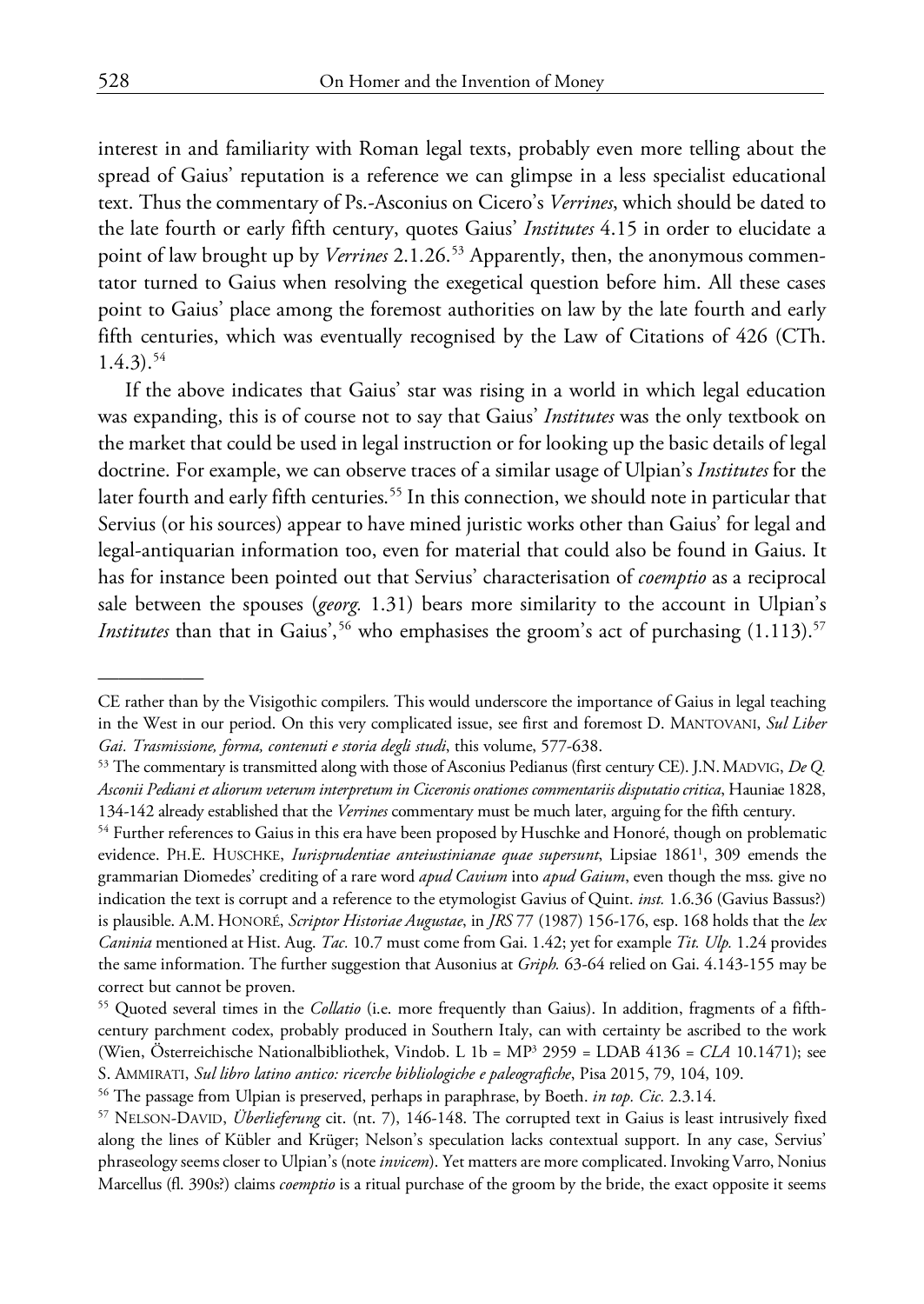interest in and familiarity with Roman legal texts, probably even more telling about the spread of Gaius' reputation is a reference we can glimpse in a less specialist educational text. Thus the commentary of Ps.-Asconius on Cicero's *Verrines*, which should be dated to the late fourth or early fifth century, quotes Gaius' *Institutes* 4.15 in order to elucidate a point of law brought up by *Verrines* 2.1.26.[53] Apparently, then, the anonymous commentator turned to Gaius when resolving the exegetical question before him. All these cases point to Gaius' place among the foremost authorities on law by the late fourth and early fifth centuries, which was eventually recognised by the Law of Citations of 426 (CTh. 1.4.3).[54]

If the above indicates that Gaius' star was rising in a world in which legal education was expanding, this is of course not to say that Gaius' *Institutes* was the only textbook on the market that could be used in legal instruction or for looking up the basic details of legal doctrine. For example, we can observe traces of a similar usage of Ulpian's *Institutes* for the later fourth and early fifth centuries.[55] In this connection, we should note in particular that Servius (or his sources) appear to have mined juristic works other than Gaius' for legal and legal-antiquarian information too, even for material that could also be found in Gaius. It has for instance been pointed out that Servius' characterisation of *coemptio* as a reciprocal sale between the spouses (*georg.* 1.31) bears more similarity to the account in Ulpian's *Institutes* than that in Gaius',[56] who emphasises the groom's act of purchasing (1.113).[57]

---

CE rather than by the Visigothic compilers. This would underscore the importance of Gaius in legal teaching in the West in our period. On this very complicated issue, see first and foremost D. MANTOVANI, *Sul Liber Gai. Trasmissione, forma, contenuti e storia degli studi*, this volume, 577-638.

[53] The commentary is transmitted along with those of Asconius Pedianus (first century CE). J.N. MADVIG, *De Q. Asconii Pediani et aliorum veterum interpretum in Ciceronis orationes commentariis disputatio critica*, Hauniae 1828, 134-142 already established that the *Verrines* commentary must be much later, arguing for the fifth century.

[54] Further references to Gaius in this era have been proposed by Huschke and Honoré, though on problematic evidence. PH.E. HUSCHKE, *Iurisprudentiae anteiustinianae quae supersunt*, Lipsiae 1861[1], 309 emends the grammarian Diomedes' crediting of a rare word *apud Cavium* into *apud Gaium*, even though the mss. give no indication the text is corrupt and a reference to the etymologist Gavius of Quint. *inst.* 1.6.36 (Gavius Bassus?) is plausible. A.M. HONORÉ, *Scriptor Historiae Augustae*, in *JRS* 77 (1987) 156-176, esp. 168 holds that the *lex Caninia* mentioned at Hist. Aug. *Tac.* 10.7 must come from Gai. 1.42; yet for example *Tit. Ulp.* 1.24 provides the same information. The further suggestion that Ausonius at *Griph.* 63-64 relied on Gai. 4.143-155 may be correct but cannot be proven.

[55] Quoted several times in the *Collatio* (i.e. more frequently than Gaius). In addition, fragments of a fifth-century parchment codex, probably produced in Southern Italy, can with certainty be ascribed to the work (Wien, Österreichische Nationalbibliothek, Vindob. L 1b = MP[3] 2959 = LDAB 4136 = *CLA* 10.1471); see S. AMMIRATI, *Sul libro latino antico: ricerche bibliologiche e paleografiche*, Pisa 2015, 79, 104, 109.

[56] The passage from Ulpian is preserved, perhaps in paraphrase, by Boeth. *in top. Cic.* 2.3.14.

[57] NELSON-DAVID, *Überlieferung* cit. (nt. 7), 146-148. The corrupted text in Gaius is least intrusively fixed along the lines of Kübler and Krüger; Nelson's speculation lacks contextual support. In any case, Servius' phraseology seems closer to Ulpian's (note *invicem*). Yet matters are more complicated. Invoking Varro, Nonius Marcellus (fl. 390s?) claims *coemptio* is a ritual purchase of the groom by the bride, the exact opposite it seems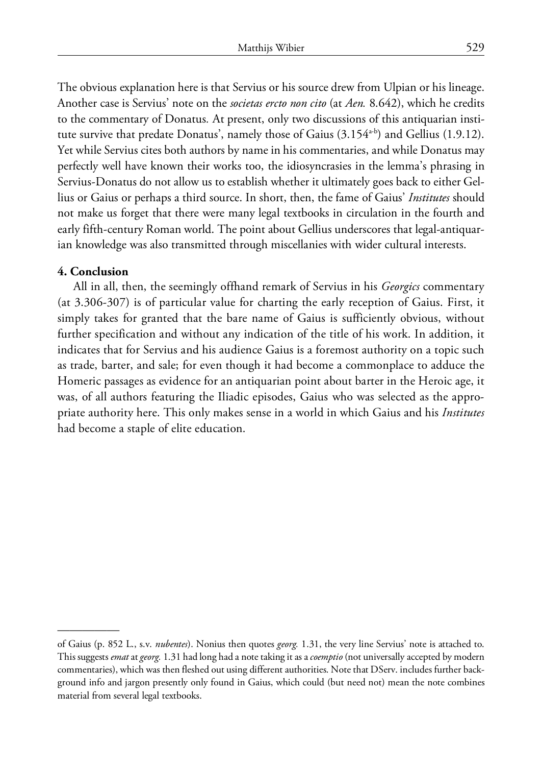The obvious explanation here is that Servius or his source drew from Ulpian or his lineage. Another case is Servius' note on the *societas ercto non cito* (at *Aen.* 8.642), which he credits to the commentary of Donatus. At present, only two discussions of this antiquarian institute survive that predate Donatus', namely those of Gaius (3.154[a-b]) and Gellius (1.9.12). Yet while Servius cites both authors by name in his commentaries, and while Donatus may perfectly well have known their works too, the idiosyncrasies in the lemma's phrasing in Servius-Donatus do not allow us to establish whether it ultimately goes back to either Gellius or Gaius or perhaps a third source. In short, then, the fame of Gaius' *Institutes* should not make us forget that there were many legal textbooks in circulation in the fourth and early fifth-century Roman world. The point about Gellius underscores that legal-antiquarian knowledge was also transmitted through miscellanies with wider cultural interests.

## 4. Conclusion

All in all, then, the seemingly offhand remark of Servius in his *Georgics* commentary (at 3.306-307) is of particular value for charting the early reception of Gaius. First, it simply takes for granted that the bare name of Gaius is sufficiently obvious, without further specification and without any indication of the title of his work. In addition, it indicates that for Servius and his audience Gaius is a foremost authority on a topic such as trade, barter, and sale; for even though it had become a commonplace to adduce the Homeric passages as evidence for an antiquarian point about barter in the Heroic age, it was, of all authors featuring the Iliadic episodes, Gaius who was selected as the appropriate authority here. This only makes sense in a world in which Gaius and his *Institutes* had become a staple of elite education.

---

of Gaius (p. 852 L., s.v. *nubentes*). Nonius then quotes *georg.* 1.31, the very line Servius' note is attached to. This suggests *emat* at *georg.* 1.31 had long had a note taking it as a *coemptio* (not universally accepted by modern commentaries), which was then fleshed out using different authorities. Note that DServ. includes further background info and jargon presently only found in Gaius, which could (but need not) mean the note combines material from several legal textbooks.